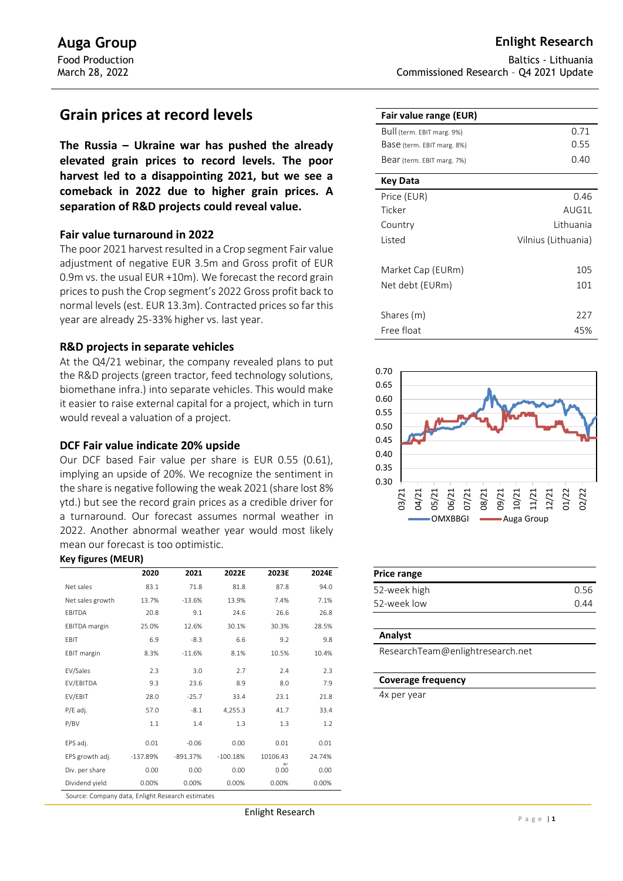# Auga Group

Food Production
March 28, 2022

**Enlight Research**

Baltics - Lithuania
Commissioned Research - Q4 2021 Update

## Grain prices at record levels

**The Russia – Ukraine war has pushed the already elevated grain prices to record levels. The poor harvest led to a disappointing 2021, but we see a comeback in 2022 due to higher grain prices. A separation of R&D projects could reveal value.**

### Fair value turnaround in 2022

The poor 2021 harvest resulted in a Crop segment Fair value adjustment of negative EUR 3.5m and Gross profit of EUR 0.9m vs. the usual EUR +10m). We forecast the record grain prices to push the Crop segment's 2022 Gross profit back to normal levels (est. EUR 13.3m). Contracted prices so far this year are already 25-33% higher vs. last year.

### R&D projects in separate vehicles

At the Q4/21 webinar, the company revealed plans to put the R&D projects (green tractor, feed technology solutions, biomethane infra.) into separate vehicles. This would make it easier to raise external capital for a project, which in turn would reveal a valuation of a project.

### DCF Fair value indicate 20% upside

Our DCF based Fair value per share is EUR 0.55 (0.61), implying an upside of 20%. We recognize the sentiment in the share is negative following the weak 2021 (share lost 8% ytd.) but see the record grain prices as a credible driver for a turnaround. Our forecast assumes normal weather in 2022. Another abnormal weather year would most likely mean our forecast is too optimistic.

**Key figures (MEUR)**

| | 2020 | 2021 | 2022E | 2023E | 2024E |
|---|---|---|---|---|---|
| Net sales | 83.1 | 71.8 | 81.8 | 87.8 | 94.0 |
| Net sales growth | 13.7% | -13.6% | 13.9% | 7.4% | 7.1% |
| EBITDA | 20.8 | 9.1 | 24.6 | 26.6 | 26.8 |
| EBITDA margin | 25.0% | 12.6% | 30.1% | 30.3% | 28.5% |
| EBIT | 6.9 | -8.3 | 6.6 | 9.2 | 9.8 |
| EBIT margin | 8.3% | -11.6% | 8.1% | 10.5% | 10.4% |
| EV/Sales | 2.3 | 3.0 | 2.7 | 2.4 | 2.3 |
| EV/EBITDA | 9.3 | 23.6 | 8.9 | 8.0 | 7.9 |
| EV/EBIT | 28.0 | -25.7 | 33.4 | 23.1 | 21.8 |
| P/E adj. | 57.0 | -8.1 | 4,255.3 | 41.7 | 33.4 |
| P/BV | 1.1 | 1.4 | 1.3 | 1.3 | 1.2 |
| EPS adj. | 0.01 | -0.06 | 0.00 | 0.01 | 0.01 |
| EPS growth adj. | -137.89% | -891.37% | -100.18% | 10106.43% | 24.74% |
| Div. per share | 0.00 | 0.00 | 0.00 | 0.00 | 0.00 |
| Dividend yield | 0.00% | 0.00% | 0.00% | 0.00% | 0.00% |

Source: Company data, Enlight Research estimates

| Fair value range (EUR) | |
|---|---|
| Bull (term. EBIT marg. 9%) | 0.71 |
| Base (term. EBIT marg. 8%) | 0.55 |
| Bear (term. EBIT marg. 7%) | 0.40 |

| Key Data | |
|---|---|
| Price (EUR) | 0.46 |
| Ticker | AUG1L |
| Country | Lithuania |
| Listed | Vilnius (Lithuania) |
| Market Cap (EURm) | 105 |
| Net debt (EURm) | 101 |
| Shares (m) | 227 |
| Free float | 45% |

| Price range | |
|---|---|
| 52-week high | 0.56 |
| 52-week low | 0.44 |

**Analyst**

ResearchTeam@enlightresearch.net

**Coverage frequency**

4x per year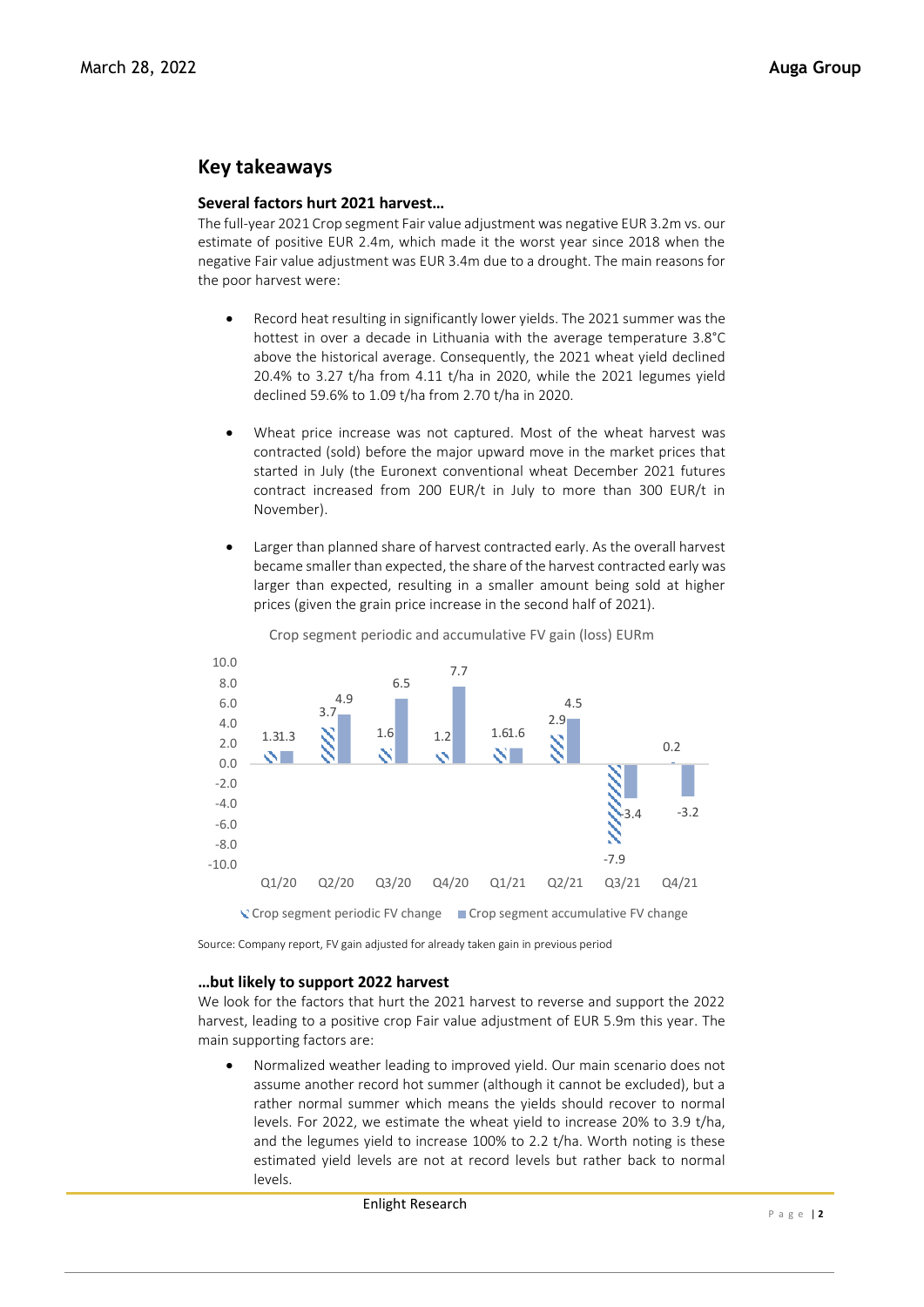## Key takeaways

### Several factors hurt 2021 harvest…

The full-year 2021 Crop segment Fair value adjustment was negative EUR 3.2m vs. our estimate of positive EUR 2.4m, which made it the worst year since 2018 when the negative Fair value adjustment was EUR 3.4m due to a drought. The main reasons for the poor harvest were:

- Record heat resulting in significantly lower yields. The 2021 summer was the hottest in over a decade in Lithuania with the average temperature 3.8°C above the historical average. Consequently, the 2021 wheat yield declined 20.4% to 3.27 t/ha from 4.11 t/ha in 2020, while the 2021 legumes yield declined 59.6% to 1.09 t/ha from 2.70 t/ha in 2020.

- Wheat price increase was not captured. Most of the wheat harvest was contracted (sold) before the major upward move in the market prices that started in July (the Euronext conventional wheat December 2021 futures contract increased from 200 EUR/t in July to more than 300 EUR/t in November).

- Larger than planned share of harvest contracted early. As the overall harvest became smaller than expected, the share of the harvest contracted early was larger than expected, resulting in a smaller amount being sold at higher prices (given the grain price increase in the second half of 2021).

Crop segment periodic and accumulative FV gain (loss) EURm

| | Q1/20 | Q2/20 | Q3/20 | Q4/20 | Q1/21 | Q2/21 | Q3/21 | Q4/21 |
|---|---|---|---|---|---|---|---|---|
| Crop segment periodic FV change | 1.3 | 3.7 | 1.6 | 1.2 | 1.6 | 2.9 | -7.9 | 0.2 |
| Crop segment accumulative FV change | 1.3 | 4.9 | 6.5 | 7.7 | 1.6 | 4.5 | -3.4 | -3.2 |

Source: Company report, FV gain adjusted for already taken gain in previous period

### …but likely to support 2022 harvest

We look for the factors that hurt the 2021 harvest to reverse and support the 2022 harvest, leading to a positive crop Fair value adjustment of EUR 5.9m this year. The main supporting factors are:

- Normalized weather leading to improved yield. Our main scenario does not assume another record hot summer (although it cannot be excluded), but a rather normal summer which means the yields should recover to normal levels. For 2022, we estimate the wheat yield to increase 20% to 3.9 t/ha, and the legumes yield to increase 100% to 2.2 t/ha. Worth noting is these estimated yield levels are not at record levels but rather back to normal levels.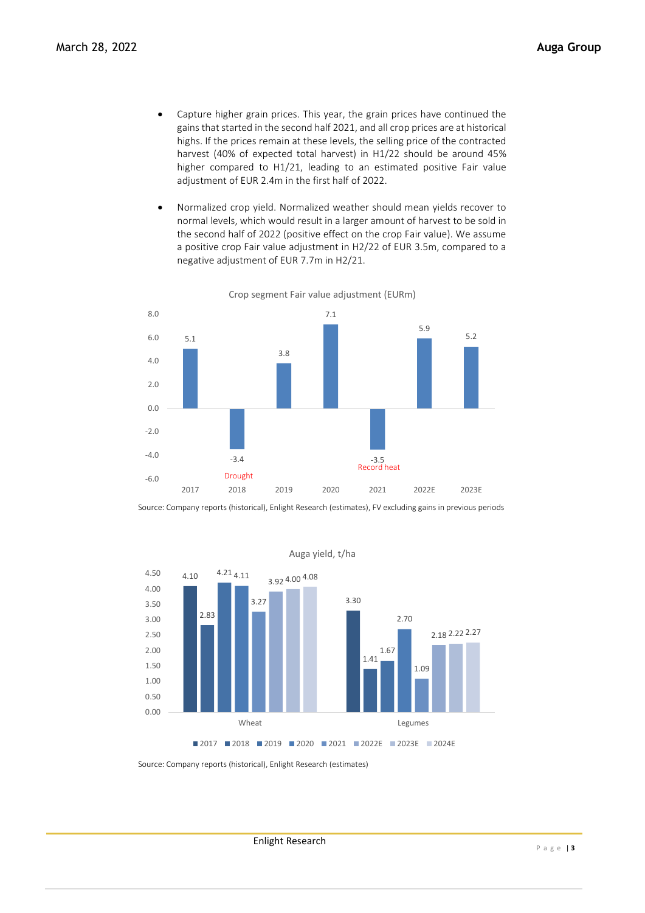- Capture higher grain prices. This year, the grain prices have continued the gains that started in the second half 2021, and all crop prices are at historical highs. If the prices remain at these levels, the selling price of the contracted harvest (40% of expected total harvest) in H1/22 should be around 45% higher compared to H1/21, leading to an estimated positive Fair value adjustment of EUR 2.4m in the first half of 2022.

- Normalized crop yield. Normalized weather should mean yields recover to normal levels, which would result in a larger amount of harvest to be sold in the second half of 2022 (positive effect on the crop Fair value). We assume a positive crop Fair value adjustment in H2/22 of EUR 3.5m, compared to a negative adjustment of EUR 7.7m in H2/21.

**Crop segment Fair value adjustment (EURm)**

| Year | Fair value adjustment (EURm) | Note |
|---|---|---|
| 2017 | 5.1 | |
| 2018 | -3.4 | Drought |
| 2019 | 3.8 | |
| 2020 | 7.1 | |
| 2021 | -3.5 | Record heat |
| 2022E | 5.9 | |
| 2023E | 5.2 | |

Source: Company reports (historical), Enlight Research (estimates), FV excluding gains in previous periods

**Auga yield, t/ha**

| | 2017 | 2018 | 2019 | 2020 | 2021 | 2022E | 2023E | 2024E |
|---|---|---|---|---|---|---|---|---|
| Wheat | 4.10 | 2.83 | 4.21 | 4.11 | 3.27 | 3.92 | 4.00 | 4.08 |
| Legumes | 3.30 | 1.41 | 1.67 | 2.70 | 1.09 | 2.18 | 2.22 | 2.27 |

Source: Company reports (historical), Enlight Research (estimates)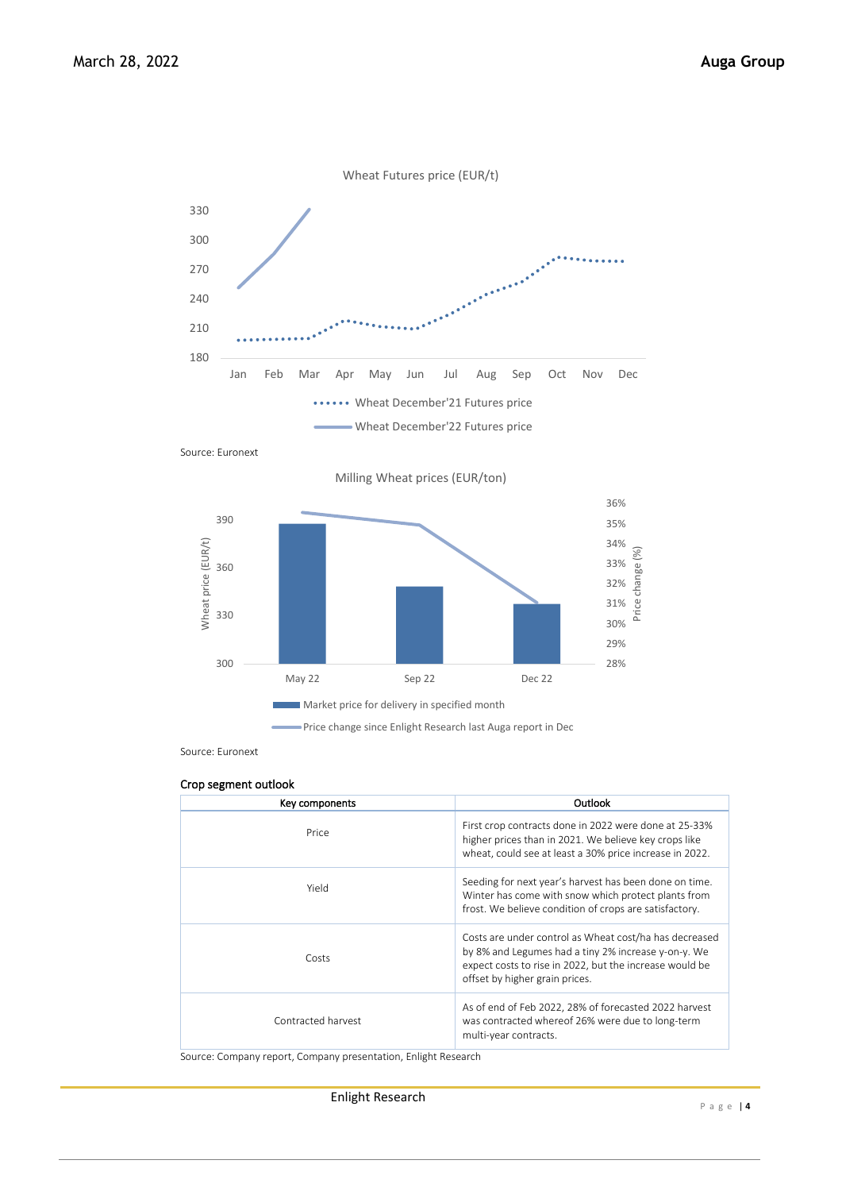Wheat Futures price (EUR/t)

Source: Euronext

Milling Wheat prices (EUR/ton)

Source: Euronext

Crop segment outlook

| Key components | Outlook |
|---|---|
| Price | First crop contracts done in 2022 were done at 25-33% higher prices than in 2021. We believe key crops like wheat, could see at least a 30% price increase in 2022. |
| Yield | Seeding for next year's harvest has been done on time. Winter has come with snow which protect plants from frost. We believe condition of crops are satisfactory. |
| Costs | Costs are under control as Wheat cost/ha has decreased by 8% and Legumes had a tiny 2% increase y-on-y. We expect costs to rise in 2022, but the increase would be offset by higher grain prices. |
| Contracted harvest | As of end of Feb 2022, 28% of forecasted 2022 harvest was contracted whereof 26% were due to long-term multi-year contracts. |

Source: Company report, Company presentation, Enlight Research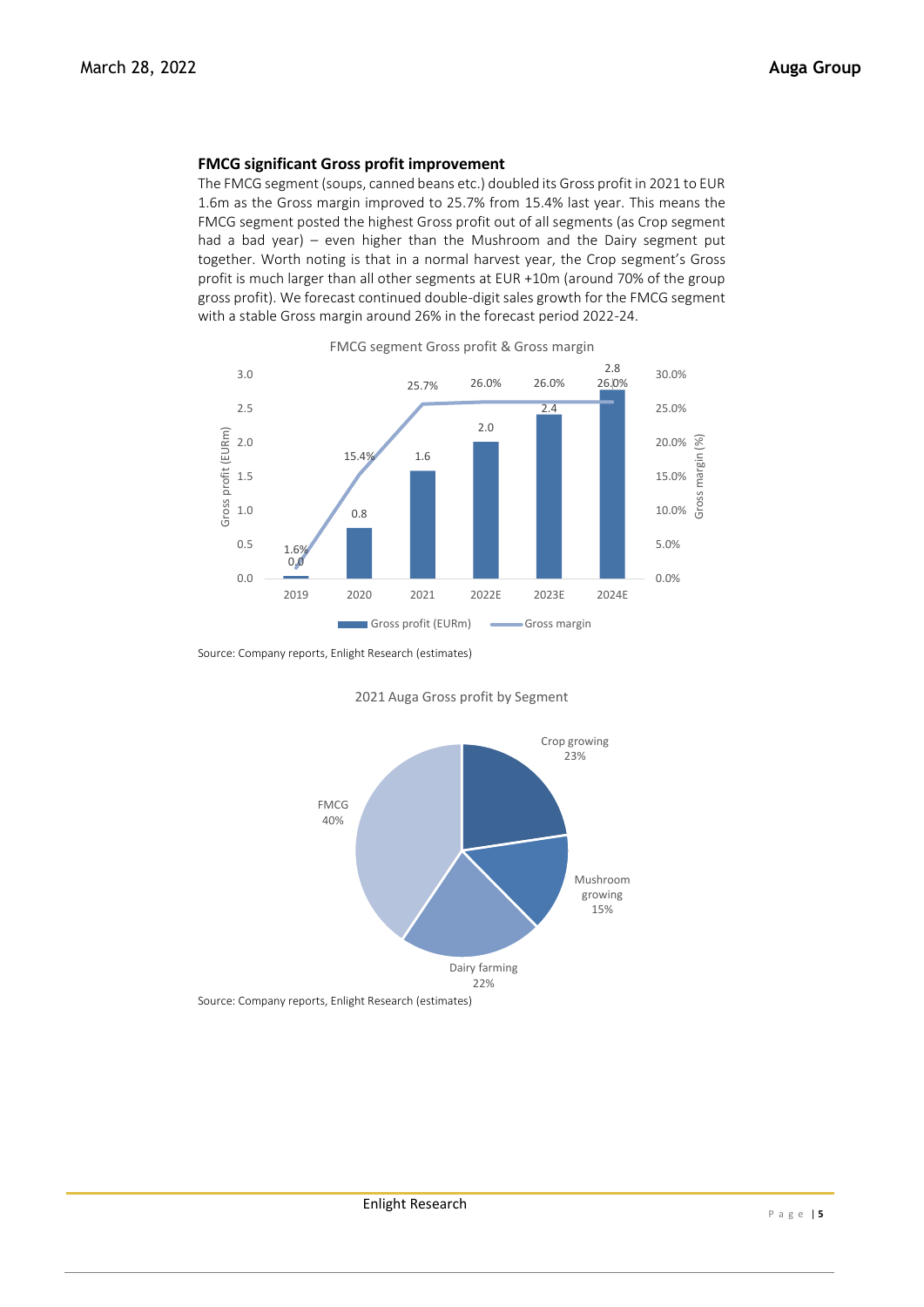### FMCG significant Gross profit improvement

The FMCG segment (soups, canned beans etc.) doubled its Gross profit in 2021 to EUR 1.6m as the Gross margin improved to 25.7% from 15.4% last year. This means the FMCG segment posted the highest Gross profit out of all segments (as Crop segment had a bad year) – even higher than the Mushroom and the Dairy segment put together. Worth noting is that in a normal harvest year, the Crop segment's Gross profit is much larger than all other segments at EUR +10m (around 70% of the group gross profit). We forecast continued double-digit sales growth for the FMCG segment with a stable Gross margin around 26% in the forecast period 2022-24.

FMCG segment Gross profit & Gross margin

| | 2019 | 2020 | 2021 | 2022E | 2023E | 2024E |
|---|---|---|---|---|---|---|
| Gross profit (EURm) | 0.0 | 0.8 | 1.6 | 2.0 | 2.4 | 2.8 |
| Gross margin | 1.6% | 15.4% | 25.7% | 26.0% | 26.0% | 26.0% |

Source: Company reports, Enlight Research (estimates)

2021 Auga Gross profit by Segment

| Segment | Share |
|---|---|
| Crop growing | 23% |
| Mushroom growing | 15% |
| Dairy farming | 22% |
| FMCG | 40% |

Source: Company reports, Enlight Research (estimates)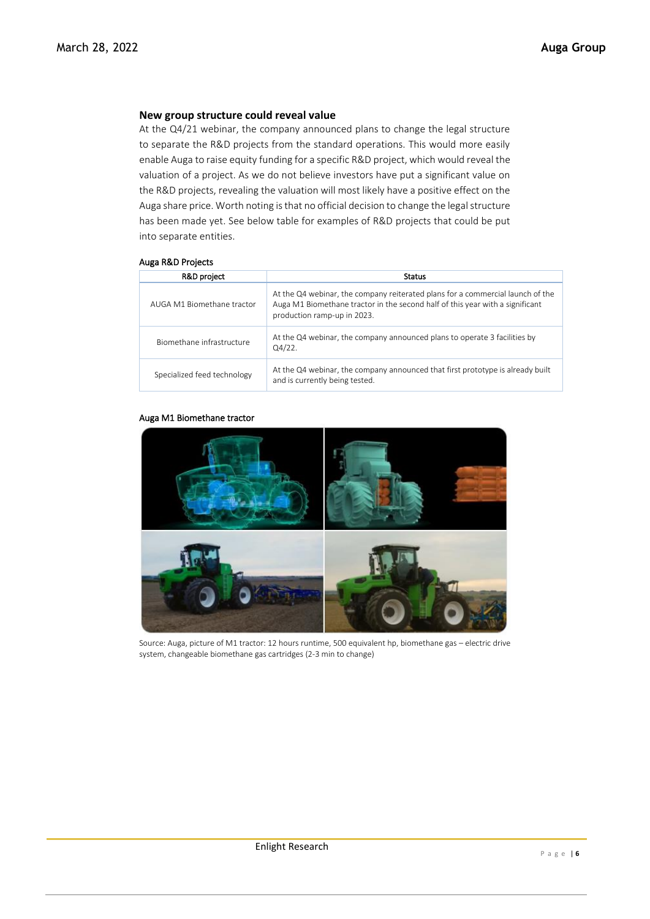### New group structure could reveal value

At the Q4/21 webinar, the company announced plans to change the legal structure to separate the R&D projects from the standard operations. This would more easily enable Auga to raise equity funding for a specific R&D project, which would reveal the valuation of a project. As we do not believe investors have put a significant value on the R&D projects, revealing the valuation will most likely have a positive effect on the Auga share price. Worth noting is that no official decision to change the legal structure has been made yet. See below table for examples of R&D projects that could be put into separate entities.

**Auga R&D Projects**

| R&D project | Status |
|---|---|
| AUGA M1 Biomethane tractor | At the Q4 webinar, the company reiterated plans for a commercial launch of the Auga M1 Biomethane tractor in the second half of this year with a significant production ramp-up in 2023. |
| Biomethane infrastructure | At the Q4 webinar, the company announced plans to operate 3 facilities by Q4/22. |
| Specialized feed technology | At the Q4 webinar, the company announced that first prototype is already built and is currently being tested. |

**Auga M1 Biomethane tractor**

Source: Auga, picture of M1 tractor: 12 hours runtime, 500 equivalent hp, biomethane gas – electric drive system, changeable biomethane gas cartridges (2-3 min to change)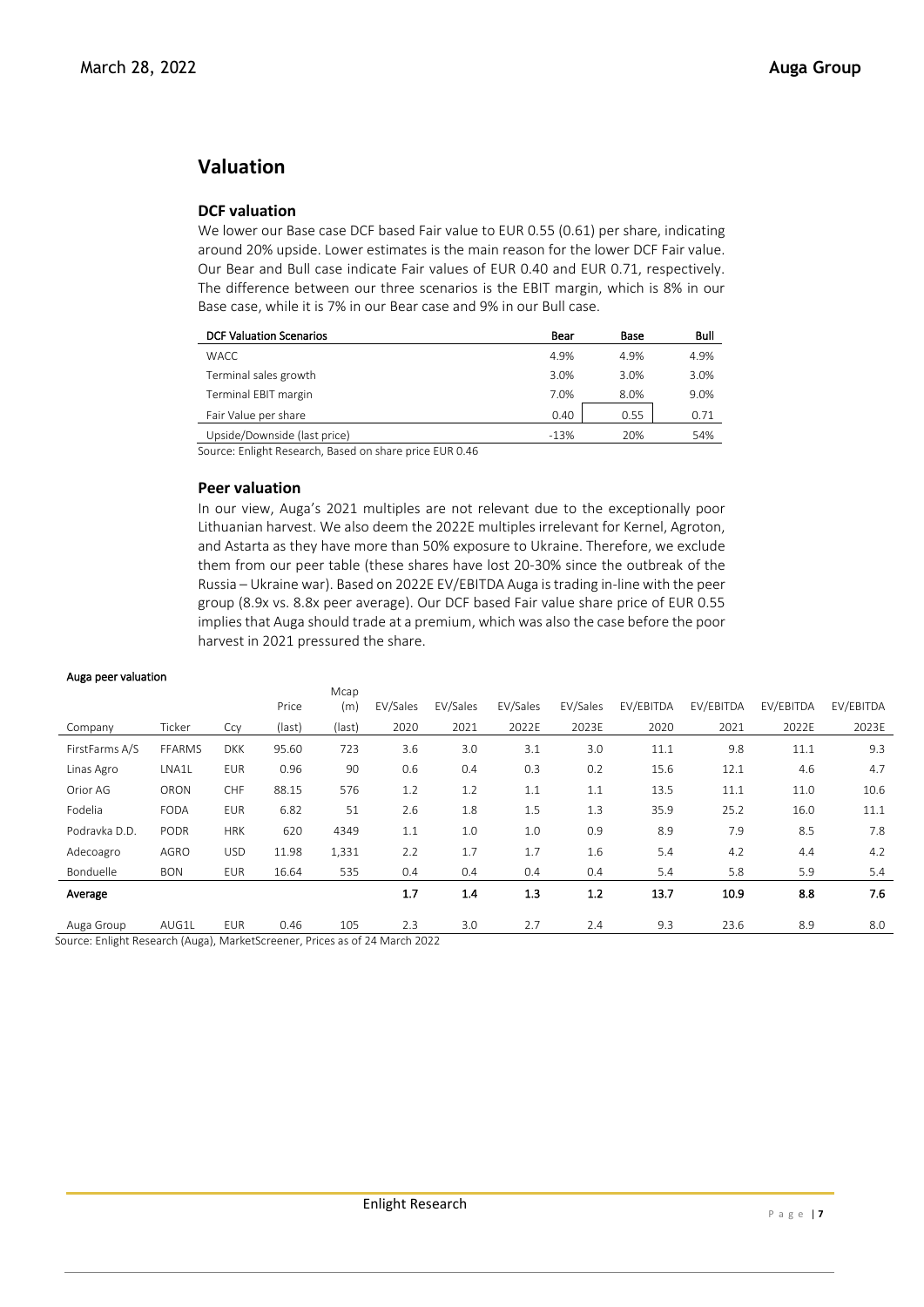## Valuation

### DCF valuation

We lower our Base case DCF based Fair value to EUR 0.55 (0.61) per share, indicating around 20% upside. Lower estimates is the main reason for the lower DCF Fair value. Our Bear and Bull case indicate Fair values of EUR 0.40 and EUR 0.71, respectively. The difference between our three scenarios is the EBIT margin, which is 8% in our Base case, while it is 7% in our Bear case and 9% in our Bull case.

| DCF Valuation Scenarios | Bear | Base | Bull |
|---|---|---|---|
| WACC | 4.9% | 4.9% | 4.9% |
| Terminal sales growth | 3.0% | 3.0% | 3.0% |
| Terminal EBIT margin | 7.0% | 8.0% | 9.0% |
| Fair Value per share | 0.40 | 0.55 | 0.71 |
| Upside/Downside (last price) | -13% | 20% | 54% |

Source: Enlight Research, Based on share price EUR 0.46

### Peer valuation

In our view, Auga's 2021 multiples are not relevant due to the exceptionally poor Lithuanian harvest. We also deem the 2022E multiples irrelevant for Kernel, Agroton, and Astarta as they have more than 50% exposure to Ukraine. Therefore, we exclude them from our peer table (these shares have lost 20-30% since the outbreak of the Russia – Ukraine war). Based on 2022E EV/EBITDA Auga is trading in-line with the peer group (8.9x vs. 8.8x peer average). Our DCF based Fair value share price of EUR 0.55 implies that Auga should trade at a premium, which was also the case before the poor harvest in 2021 pressured the share.

**Auga peer valuation**

| Company | Ticker | Ccy | Price (last) | Mcap (m) (last) | EV/Sales 2020 | EV/Sales 2021 | EV/Sales 2022E | EV/Sales 2023E | EV/EBITDA 2020 | EV/EBITDA 2021 | EV/EBITDA 2022E | EV/EBITDA 2023E |
|---|---|---|---|---|---|---|---|---|---|---|---|---|
| FirstFarms A/S | FFARMS | DKK | 95.60 | 723 | 3.6 | 3.0 | 3.1 | 3.0 | 11.1 | 9.8 | 11.1 | 9.3 |
| Linas Agro | LNA1L | EUR | 0.96 | 90 | 0.6 | 0.4 | 0.3 | 0.2 | 15.6 | 12.1 | 4.6 | 4.7 |
| Orior AG | ORON | CHF | 88.15 | 576 | 1.2 | 1.2 | 1.1 | 1.1 | 13.5 | 11.1 | 11.0 | 10.6 |
| Fodelia | FODA | EUR | 6.82 | 51 | 2.6 | 1.8 | 1.5 | 1.3 | 35.9 | 25.2 | 16.0 | 11.1 |
| Podravka D.D. | PODR | HRK | 620 | 4349 | 1.1 | 1.0 | 1.0 | 0.9 | 8.9 | 7.9 | 8.5 | 7.8 |
| Adecoagro | AGRO | USD | 11.98 | 1,331 | 2.2 | 1.7 | 1.7 | 1.6 | 5.4 | 4.2 | 4.4 | 4.2 |
| Bonduelle | BON | EUR | 16.64 | 535 | 0.4 | 0.4 | 0.4 | 0.4 | 5.4 | 5.8 | 5.9 | 5.4 |
| **Average** | | | | | **1.7** | **1.4** | **1.3** | **1.2** | **13.7** | **10.9** | **8.8** | **7.6** |
| Auga Group | AUG1L | EUR | 0.46 | 105 | 2.3 | 3.0 | 2.7 | 2.4 | 9.3 | 23.6 | 8.9 | 8.0 |

Source: Enlight Research (Auga), MarketScreener, Prices as of 24 March 2022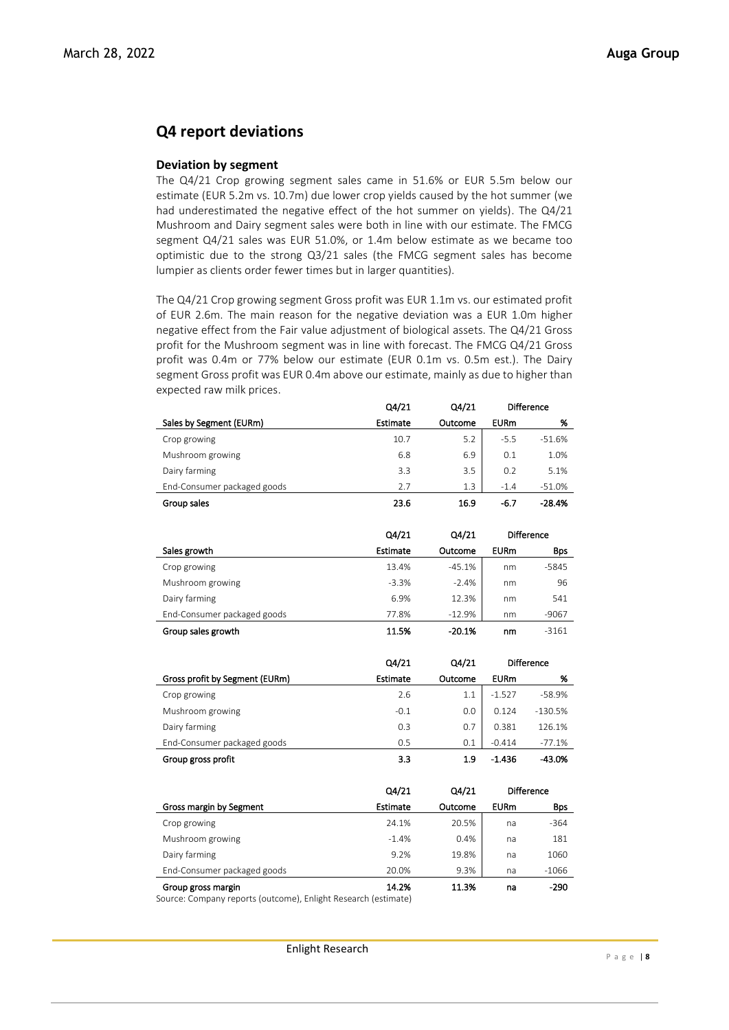## Q4 report deviations

### Deviation by segment

The Q4/21 Crop growing segment sales came in 51.6% or EUR 5.5m below our estimate (EUR 5.2m vs. 10.7m) due lower crop yields caused by the hot summer (we had underestimated the negative effect of the hot summer on yields). The Q4/21 Mushroom and Dairy segment sales were both in line with our estimate. The FMCG segment Q4/21 sales was EUR 51.0%, or 1.4m below estimate as we became too optimistic due to the strong Q3/21 sales (the FMCG segment sales has become lumpier as clients order fewer times but in larger quantities).

The Q4/21 Crop growing segment Gross profit was EUR 1.1m vs. our estimated profit of EUR 2.6m. The main reason for the negative deviation was a EUR 1.0m higher negative effect from the Fair value adjustment of biological assets. The Q4/21 Gross profit for the Mushroom segment was in line with forecast. The FMCG Q4/21 Gross profit was 0.4m or 77% below our estimate (EUR 0.1m vs. 0.5m est.). The Dairy segment Gross profit was EUR 0.4m above our estimate, mainly as due to higher than expected raw milk prices.

| | Q4/21 | Q4/21 | Difference | |
|---|---|---|---|---|
| **Sales by Segment (EURm)** | **Estimate** | **Outcome** | **EURm** | **%** |
| Crop growing | 10.7 | 5.2 | -5.5 | -51.6% |
| Mushroom growing | 6.8 | 6.9 | 0.1 | 1.0% |
| Dairy farming | 3.3 | 3.5 | 0.2 | 5.1% |
| End-Consumer packaged goods | 2.7 | 1.3 | -1.4 | -51.0% |
| **Group sales** | **23.6** | **16.9** | **-6.7** | **-28.4%** |

| | Q4/21 | Q4/21 | Difference | |
|---|---|---|---|---|
| **Sales growth** | **Estimate** | **Outcome** | **EURm** | **Bps** |
| Crop growing | 13.4% | -45.1% | nm | -5845 |
| Mushroom growing | -3.3% | -2.4% | nm | 96 |
| Dairy farming | 6.9% | 12.3% | nm | 541 |
| End-Consumer packaged goods | 77.8% | -12.9% | nm | -9067 |
| **Group sales growth** | **11.5%** | **-20.1%** | **nm** | **-3161** |

| | Q4/21 | Q4/21 | Difference | |
|---|---|---|---|---|
| **Gross profit by Segment (EURm)** | **Estimate** | **Outcome** | **EURm** | **%** |
| Crop growing | 2.6 | 1.1 | -1.527 | -58.9% |
| Mushroom growing | -0.1 | 0.0 | 0.124 | -130.5% |
| Dairy farming | 0.3 | 0.7 | 0.381 | 126.1% |
| End-Consumer packaged goods | 0.5 | 0.1 | -0.414 | -77.1% |
| **Group gross profit** | **3.3** | **1.9** | **-1.436** | **-43.0%** |

| | Q4/21 | Q4/21 | Difference | |
|---|---|---|---|---|
| **Gross margin by Segment** | **Estimate** | **Outcome** | **EURm** | **Bps** |
| Crop growing | 24.1% | 20.5% | na | -364 |
| Mushroom growing | -1.4% | 0.4% | na | 181 |
| Dairy farming | 9.2% | 19.8% | na | 1060 |
| End-Consumer packaged goods | 20.0% | 9.3% | na | -1066 |
| **Group gross margin** | **14.2%** | **11.3%** | **na** | **-290** |

Source: Company reports (outcome), Enlight Research (estimate)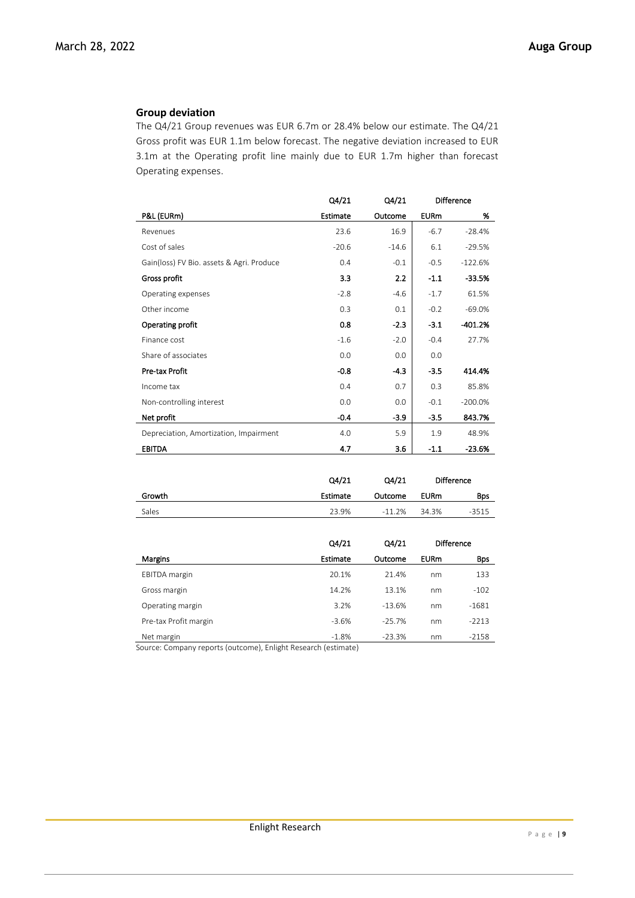### Group deviation

The Q4/21 Group revenues was EUR 6.7m or 28.4% below our estimate. The Q4/21 Gross profit was EUR 1.1m below forecast. The negative deviation increased to EUR 3.1m at the Operating profit line mainly due to EUR 1.7m higher than forecast Operating expenses.

| | Q4/21 | Q4/21 | Difference | |
|---|---|---|---|---|
| **P&L (EURm)** | **Estimate** | **Outcome** | **EURm** | **%** |
| Revenues | 23.6 | 16.9 | -6.7 | -28.4% |
| Cost of sales | -20.6 | -14.6 | 6.1 | -29.5% |
| Gain(loss) FV Bio. assets & Agri. Produce | 0.4 | -0.1 | -0.5 | -122.6% |
| **Gross profit** | **3.3** | **2.2** | **-1.1** | **-33.5%** |
| Operating expenses | -2.8 | -4.6 | -1.7 | 61.5% |
| Other income | 0.3 | 0.1 | -0.2 | -69.0% |
| **Operating profit** | **0.8** | **-2.3** | **-3.1** | **-401.2%** |
| Finance cost | -1.6 | -2.0 | -0.4 | 27.7% |
| Share of associates | 0.0 | 0.0 | 0.0 | |
| **Pre-tax Profit** | **-0.8** | **-4.3** | **-3.5** | **414.4%** |
| Income tax | 0.4 | 0.7 | 0.3 | 85.8% |
| Non-controlling interest | 0.0 | 0.0 | -0.1 | -200.0% |
| **Net profit** | **-0.4** | **-3.9** | **-3.5** | **843.7%** |
| Depreciation, Amortization, Impairment | 4.0 | 5.9 | 1.9 | 48.9% |
| **EBITDA** | **4.7** | **3.6** | **-1.1** | **-23.6%** |

| | Q4/21 | Q4/21 | Difference | |
|---|---|---|---|---|
| **Growth** | **Estimate** | **Outcome** | **EURm** | **Bps** |
| Sales | 23.9% | -11.2% | 34.3% | -3515 |

| | Q4/21 | Q4/21 | Difference | |
|---|---|---|---|---|
| **Margins** | **Estimate** | **Outcome** | **EURm** | **Bps** |
| EBITDA margin | 20.1% | 21.4% | nm | 133 |
| Gross margin | 14.2% | 13.1% | nm | -102 |
| Operating margin | 3.2% | -13.6% | nm | -1681 |
| Pre-tax Profit margin | -3.6% | -25.7% | nm | -2213 |
| Net margin | -1.8% | -23.3% | nm | -2158 |

Source: Company reports (outcome), Enlight Research (estimate)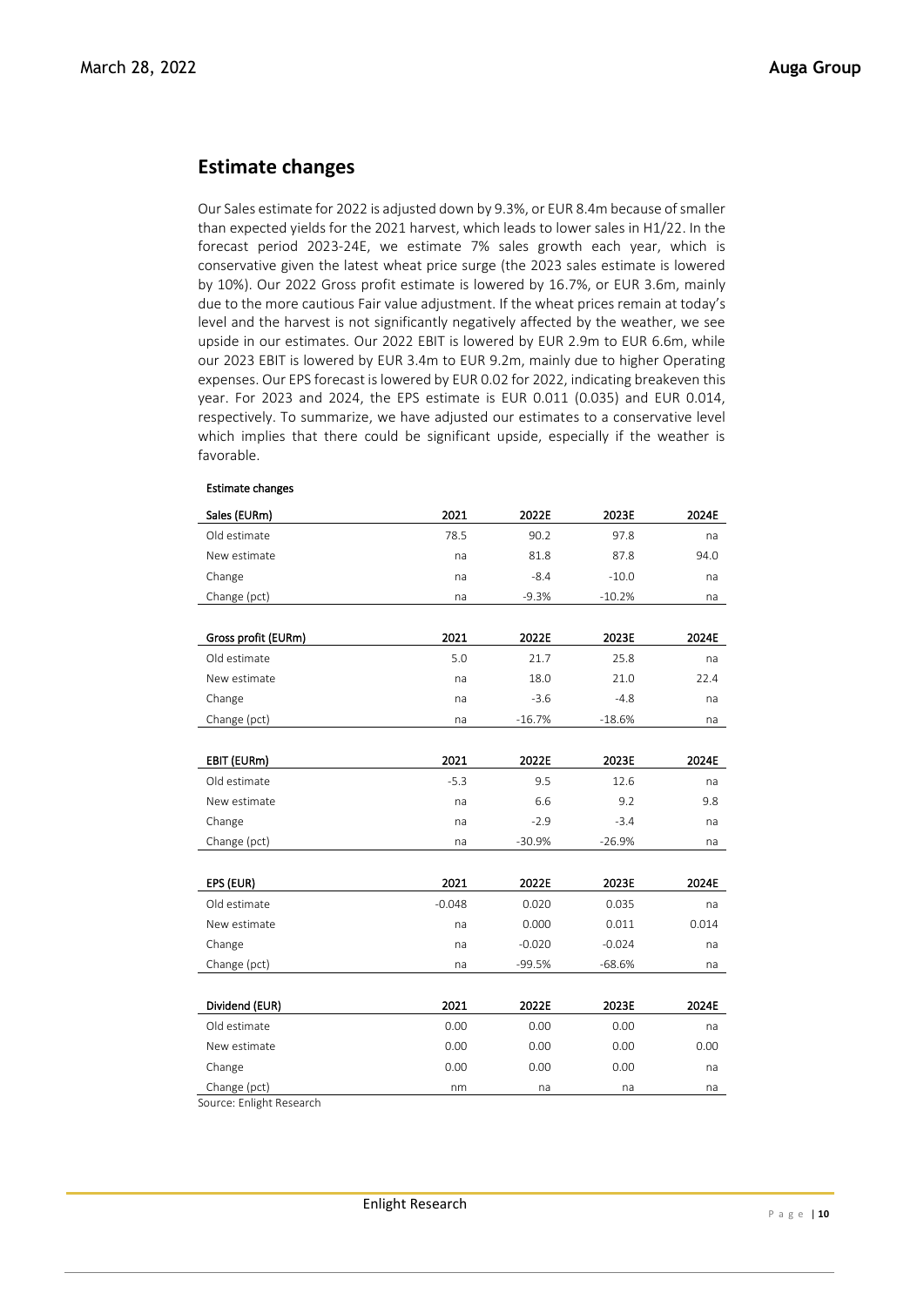## Estimate changes

Our Sales estimate for 2022 is adjusted down by 9.3%, or EUR 8.4m because of smaller than expected yields for the 2021 harvest, which leads to lower sales in H1/22. In the forecast period 2023-24E, we estimate 7% sales growth each year, which is conservative given the latest wheat price surge (the 2023 sales estimate is lowered by 10%). Our 2022 Gross profit estimate is lowered by 16.7%, or EUR 3.6m, mainly due to the more cautious Fair value adjustment. If the wheat prices remain at today's level and the harvest is not significantly negatively affected by the weather, we see upside in our estimates. Our 2022 EBIT is lowered by EUR 2.9m to EUR 6.6m, while our 2023 EBIT is lowered by EUR 3.4m to EUR 9.2m, mainly due to higher Operating expenses. Our EPS forecast is lowered by EUR 0.02 for 2022, indicating breakeven this year. For 2023 and 2024, the EPS estimate is EUR 0.011 (0.035) and EUR 0.014, respectively. To summarize, we have adjusted our estimates to a conservative level which implies that there could be significant upside, especially if the weather is favorable.

**Estimate changes**

| Sales (EURm) | 2021 | 2022E | 2023E | 2024E |
|---|---|---|---|---|
| Old estimate | 78.5 | 90.2 | 97.8 | na |
| New estimate | na | 81.8 | 87.8 | 94.0 |
| Change | na | -8.4 | -10.0 | na |
| Change (pct) | na | -9.3% | -10.2% | na |

| Gross profit (EURm) | 2021 | 2022E | 2023E | 2024E |
|---|---|---|---|---|
| Old estimate | 5.0 | 21.7 | 25.8 | na |
| New estimate | na | 18.0 | 21.0 | 22.4 |
| Change | na | -3.6 | -4.8 | na |
| Change (pct) | na | -16.7% | -18.6% | na |

| EBIT (EURm) | 2021 | 2022E | 2023E | 2024E |
|---|---|---|---|---|
| Old estimate | -5.3 | 9.5 | 12.6 | na |
| New estimate | na | 6.6 | 9.2 | 9.8 |
| Change | na | -2.9 | -3.4 | na |
| Change (pct) | na | -30.9% | -26.9% | na |

| EPS (EUR) | 2021 | 2022E | 2023E | 2024E |
|---|---|---|---|---|
| Old estimate | -0.048 | 0.020 | 0.035 | na |
| New estimate | na | 0.000 | 0.011 | 0.014 |
| Change | na | -0.020 | -0.024 | na |
| Change (pct) | na | -99.5% | -68.6% | na |

| Dividend (EUR) | 2021 | 2022E | 2023E | 2024E |
|---|---|---|---|---|
| Old estimate | 0.00 | 0.00 | 0.00 | na |
| New estimate | 0.00 | 0.00 | 0.00 | 0.00 |
| Change | 0.00 | 0.00 | 0.00 | na |
| Change (pct) | nm | na | na | na |

Source: Enlight Research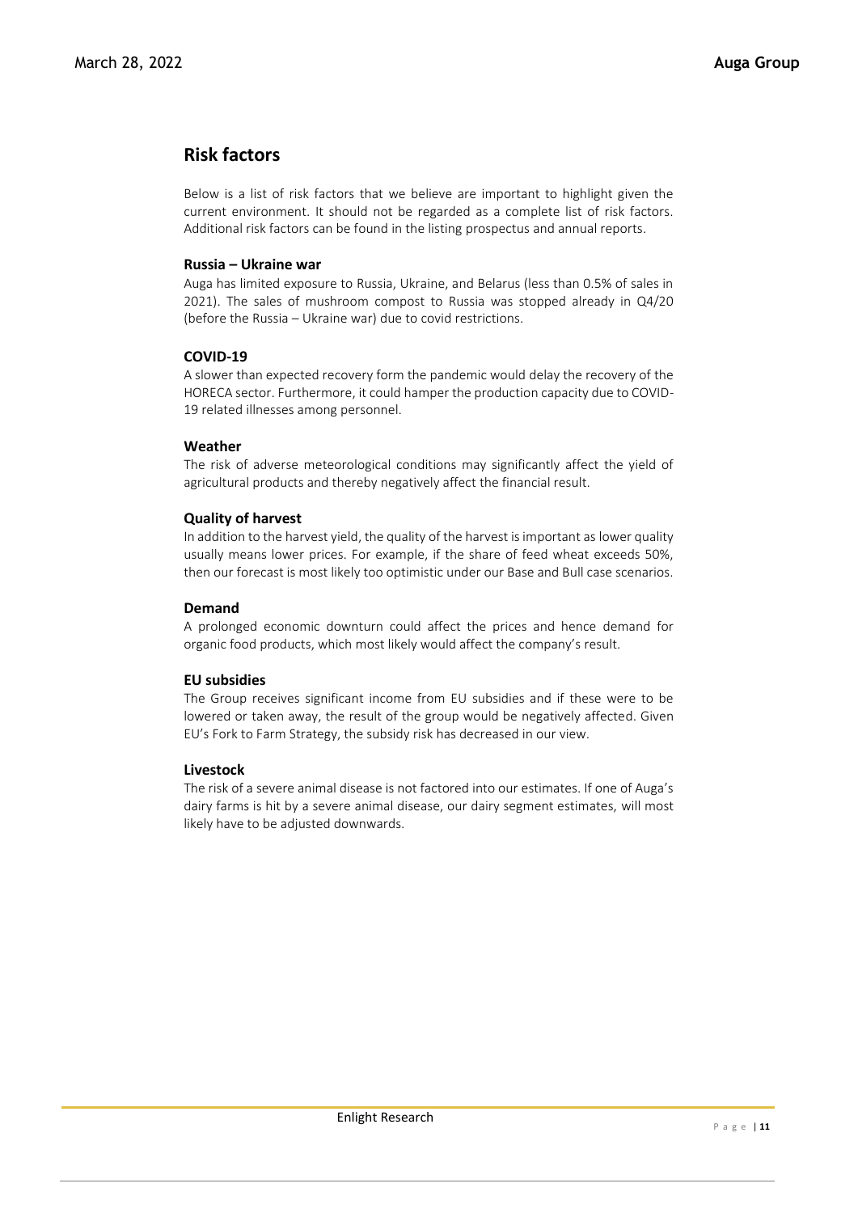## Risk factors

Below is a list of risk factors that we believe are important to highlight given the current environment. It should not be regarded as a complete list of risk factors. Additional risk factors can be found in the listing prospectus and annual reports.

### Russia – Ukraine war

Auga has limited exposure to Russia, Ukraine, and Belarus (less than 0.5% of sales in 2021). The sales of mushroom compost to Russia was stopped already in Q4/20 (before the Russia – Ukraine war) due to covid restrictions.

### COVID-19

A slower than expected recovery form the pandemic would delay the recovery of the HORECA sector. Furthermore, it could hamper the production capacity due to COVID-19 related illnesses among personnel.

### Weather

The risk of adverse meteorological conditions may significantly affect the yield of agricultural products and thereby negatively affect the financial result.

### Quality of harvest

In addition to the harvest yield, the quality of the harvest is important as lower quality usually means lower prices. For example, if the share of feed wheat exceeds 50%, then our forecast is most likely too optimistic under our Base and Bull case scenarios.

### Demand

A prolonged economic downturn could affect the prices and hence demand for organic food products, which most likely would affect the company's result.

### EU subsidies

The Group receives significant income from EU subsidies and if these were to be lowered or taken away, the result of the group would be negatively affected. Given EU's Fork to Farm Strategy, the subsidy risk has decreased in our view.

### Livestock

The risk of a severe animal disease is not factored into our estimates. If one of Auga's dairy farms is hit by a severe animal disease, our dairy segment estimates, will most likely have to be adjusted downwards.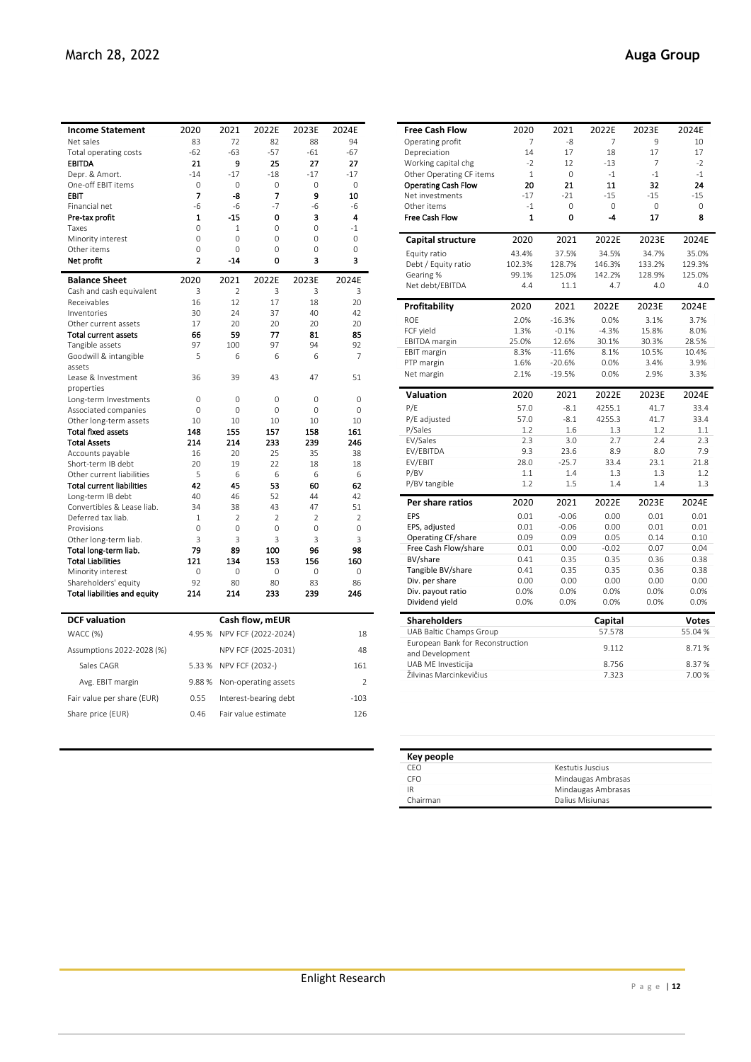| Income Statement | 2020 | 2021 | 2022E | 2023E | 2024E |
|---|---|---|---|---|---|
| Net sales | 83 | 72 | 82 | 88 | 94 |
| Total operating costs | -62 | -63 | -57 | -61 | -67 |
| **EBITDA** | **21** | **9** | **25** | **27** | **27** |
| Depr. & Amort. | -14 | -17 | -18 | -17 | -17 |
| One-off EBIT items | 0 | 0 | 0 | 0 | 0 |
| **EBIT** | **7** | **-8** | **7** | **9** | **10** |
| Financial net | -6 | -6 | -7 | -6 | -6 |
| **Pre-tax profit** | **1** | **-15** | **0** | **3** | **4** |
| Taxes | 0 | 1 | 0 | 0 | -1 |
| Minority interest | 0 | 0 | 0 | 0 | 0 |
| Other items | 0 | 0 | 0 | 0 | 0 |
| **Net profit** | **2** | **-14** | **0** | **3** | **3** |

| Balance Sheet | 2020 | 2021 | 2022E | 2023E | 2024E |
|---|---|---|---|---|---|
| Cash and cash equivalent | 3 | 2 | 3 | 3 | 3 |
| Receivables | 16 | 12 | 17 | 18 | 20 |
| Inventories | 30 | 24 | 37 | 40 | 42 |
| Other current assets | 17 | 20 | 20 | 20 | 20 |
| **Total current assets** | **66** | **59** | **77** | **81** | **85** |
| Tangible assets | 97 | 100 | 97 | 94 | 92 |
| Goodwill & intangible assets | 5 | 6 | 6 | 6 | 7 |
| Lease & Investment properties | 36 | 39 | 43 | 47 | 51 |
| Long-term Investments | 0 | 0 | 0 | 0 | 0 |
| Associated companies | 0 | 0 | 0 | 0 | 0 |
| Other long-term assets | 10 | 10 | 10 | 10 | 10 |
| **Total fixed assets** | **148** | **155** | **157** | **158** | **161** |
| **Total Assets** | **214** | **214** | **233** | **239** | **246** |
| Accounts payable | 16 | 20 | 25 | 35 | 38 |
| Short-term IB debt | 20 | 19 | 22 | 18 | 18 |
| Other current liabilities | 5 | 6 | 6 | 6 | 6 |
| **Total current liabilities** | **42** | **45** | **53** | **60** | **62** |
| Long-term IB debt | 40 | 46 | 52 | 44 | 42 |
| Convertibles & Lease liab. | 34 | 38 | 43 | 47 | 51 |
| Deferred tax liab. | 1 | 2 | 2 | 2 | 2 |
| Provisions | 0 | 0 | 0 | 0 | 0 |
| Other long-term liab. | 3 | 3 | 3 | 3 | 3 |
| **Total long-term liab.** | **79** | **89** | **100** | **96** | **98** |
| **Total Liabilities** | **121** | **134** | **153** | **156** | **160** |
| Minority interest | 0 | 0 | 0 | 0 | 0 |
| Shareholders' equity | 92 | 80 | 80 | 83 | 86 |
| **Total liabilities and equity** | **214** | **214** | **233** | **239** | **246** |

| DCF valuation | | Cash flow, mEUR | |
|---|---|---|---|
| WACC (%) | 4.95 % | NPV FCF (2022-2024) | 18 |
| Assumptions 2022-2028 (%) | | NPV FCF (2025-2031) | 48 |
| Sales CAGR | 5.33 % | NPV FCF (2032-) | 161 |
| Avg. EBIT margin | 9.88 % | Non-operating assets | 2 |
| Fair value per share (EUR) | 0.55 | Interest-bearing debt | -103 |
| Share price (EUR) | 0.46 | Fair value estimate | 126 |

| Free Cash Flow | 2020 | 2021 | 2022E | 2023E | 2024E |
|---|---|---|---|---|---|
| Operating profit | 7 | -8 | 7 | 9 | 10 |
| Depreciation | 14 | 17 | 18 | 17 | 17 |
| Working capital chg | -2 | 12 | -13 | 7 | -2 |
| Other Operating CF items | 1 | 0 | -1 | -1 | -1 |
| **Operating Cash Flow** | **20** | **21** | **11** | **32** | **24** |
| Net investments | -17 | -21 | -15 | -15 | -15 |
| Other items | -1 | 0 | 0 | 0 | 0 |
| **Free Cash Flow** | **1** | **0** | **-4** | **17** | **8** |

| Capital structure | 2020 | 2021 | 2022E | 2023E | 2024E |
|---|---|---|---|---|---|
| Equity ratio | 43.4% | 37.5% | 34.5% | 34.7% | 35.0% |
| Debt / Equity ratio | 102.3% | 128.7% | 146.3% | 133.2% | 129.3% |
| Gearing % | 99.1% | 125.0% | 142.2% | 128.9% | 125.0% |
| Net debt/EBITDA | 4.4 | 11.1 | 4.7 | 4.0 | 4.0 |

| Profitability | 2020 | 2021 | 2022E | 2023E | 2024E |
|---|---|---|---|---|---|
| ROE | 2.0% | -16.3% | 0.0% | 3.1% | 3.7% |
| FCF yield | 1.3% | -0.1% | -4.3% | 15.8% | 8.0% |
| EBITDA margin | 25.0% | 12.6% | 30.1% | 30.3% | 28.5% |
| EBIT margin | 8.3% | -11.6% | 8.1% | 10.5% | 10.4% |
| PTP margin | 1.6% | -20.6% | 0.0% | 3.4% | 3.9% |
| Net margin | 2.1% | -19.5% | 0.0% | 2.9% | 3.3% |

| Valuation | 2020 | 2021 | 2022E | 2023E | 2024E |
|---|---|---|---|---|---|
| P/E | 57.0 | -8.1 | 4255.1 | 41.7 | 33.4 |
| P/E adjusted | 57.0 | -8.1 | 4255.3 | 41.7 | 33.4 |
| P/Sales | 1.2 | 1.6 | 1.3 | 1.2 | 1.1 |
| EV/Sales | 2.3 | 3.0 | 2.7 | 2.4 | 2.3 |
| EV/EBITDA | 9.3 | 23.6 | 8.9 | 8.0 | 7.9 |
| EV/EBIT | 28.0 | -25.7 | 33.4 | 23.1 | 21.8 |
| P/BV | 1.1 | 1.4 | 1.3 | 1.3 | 1.2 |
| P/BV tangible | 1.2 | 1.5 | 1.4 | 1.4 | 1.3 |

| Per share ratios | 2020 | 2021 | 2022E | 2023E | 2024E |
|---|---|---|---|---|---|
| EPS | 0.01 | -0.06 | 0.00 | 0.01 | 0.01 |
| EPS, adjusted | 0.01 | -0.06 | 0.00 | 0.01 | 0.01 |
| Operating CF/share | 0.09 | 0.09 | 0.05 | 0.14 | 0.10 |
| Free Cash Flow/share | 0.01 | 0.00 | -0.02 | 0.07 | 0.04 |
| BV/share | 0.41 | 0.35 | 0.35 | 0.36 | 0.38 |
| Tangible BV/share | 0.41 | 0.35 | 0.35 | 0.36 | 0.38 |
| Div. per share | 0.00 | 0.00 | 0.00 | 0.00 | 0.00 |
| Div. payout ratio | 0.0% | 0.0% | 0.0% | 0.0% | 0.0% |
| Dividend yield | 0.0% | 0.0% | 0.0% | 0.0% | 0.0% |

| Shareholders | Capital | Votes |
|---|---|---|
| UAB Baltic Champs Group | 57.578 | 55.04 % |
| European Bank for Reconstruction and Development | 9.112 | 8.71 % |
| UAB ME Investicija | 8.756 | 8.37 % |
| Žilvinas Marcinkevičius | 7.323 | 7.00 % |

| Key people | |
|---|---|
| CEO | Kestutis Juscius |
| CFO | Mindaugas Ambrasas |
| IR | Mindaugas Ambrasas |
| Chairman | Dalius Misiunas |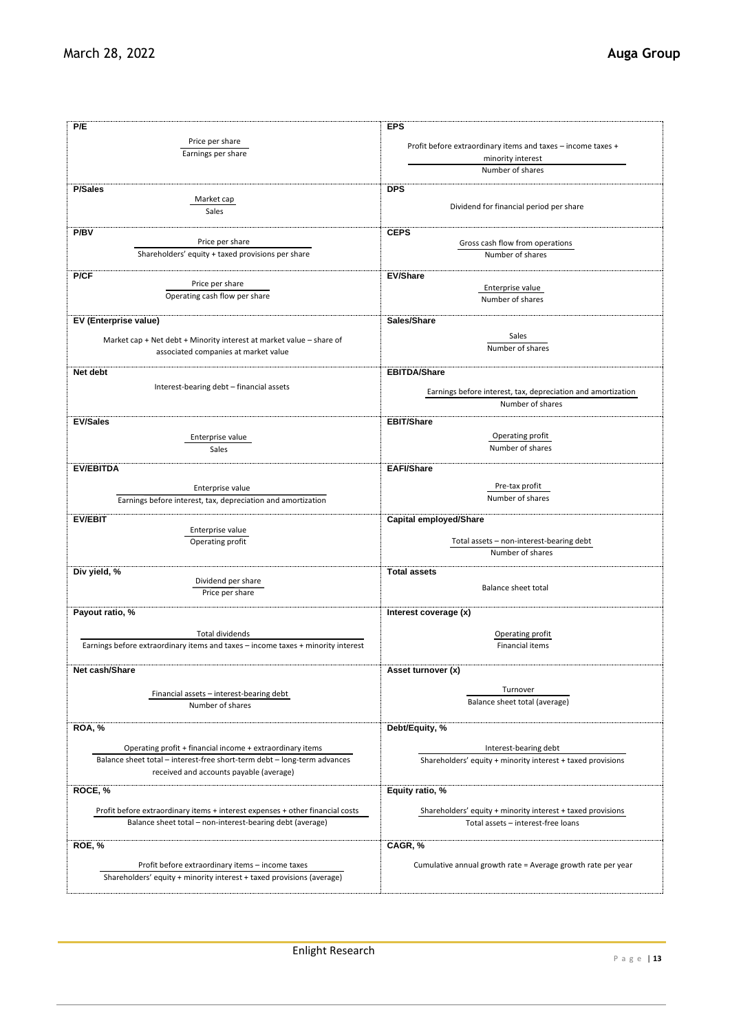**P/E**

$$\frac{\text{Price per share}}{\text{Earnings per share}}$$

**P/Sales**

$$\frac{\text{Market cap}}{\text{Sales}}$$

**P/BV**

$$\frac{\text{Price per share}}{\text{Shareholders' equity + taxed provisions per share}}$$

**P/CF**

$$\frac{\text{Price per share}}{\text{Operating cash flow per share}}$$

**EV (Enterprise value)**

Market cap + Net debt + Minority interest at market value – share of associated companies at market value

**Net debt**

Interest-bearing debt – financial assets

**EV/Sales**

$$\frac{\text{Enterprise value}}{\text{Sales}}$$

**EV/EBITDA**

$$\frac{\text{Enterprise value}}{\text{Earnings before interest, tax, depreciation and amortization}}$$

**EV/EBIT**

$$\frac{\text{Enterprise value}}{\text{Operating profit}}$$

**Div yield, %**

$$\frac{\text{Dividend per share}}{\text{Price per share}}$$

**Payout ratio, %**

$$\frac{\text{Total dividends}}{\text{Earnings before extraordinary items and taxes – income taxes + minority interest}}$$

**Net cash/Share**

$$\frac{\text{Financial assets – interest-bearing debt}}{\text{Number of shares}}$$

**ROA, %**

$$\frac{\text{Operating profit + financial income + extraordinary items}}{\text{Balance sheet total – interest-free short-term debt – long-term advances received and accounts payable (average)}}$$

**ROCE, %**

$$\frac{\text{Profit before extraordinary items + interest expenses + other financial costs}}{\text{Balance sheet total – non-interest-bearing debt (average)}}$$

**ROE, %**

$$\frac{\text{Profit before extraordinary items – income taxes}}{\text{Shareholders' equity + minority interest + taxed provisions (average)}}$$

**EPS**

$$\frac{\text{Profit before extraordinary items and taxes – income taxes + minority interest}}{\text{Number of shares}}$$

**DPS**

Dividend for financial period per share

**CEPS**

$$\frac{\text{Gross cash flow from operations}}{\text{Number of shares}}$$

**EV/Share**

$$\frac{\text{Enterprise value}}{\text{Number of shares}}$$

**Sales/Share**

$$\frac{\text{Sales}}{\text{Number of shares}}$$

**EBITDA/Share**

$$\frac{\text{Earnings before interest, tax, depreciation and amortization}}{\text{Number of shares}}$$

**EBIT/Share**

$$\frac{\text{Operating profit}}{\text{Number of shares}}$$

**EAFI/Share**

$$\frac{\text{Pre-tax profit}}{\text{Number of shares}}$$

**Capital employed/Share**

$$\frac{\text{Total assets – non-interest-bearing debt}}{\text{Number of shares}}$$

**Total assets**

Balance sheet total

**Interest coverage (x)**

$$\frac{\text{Operating profit}}{\text{Financial items}}$$

**Asset turnover (x)**

$$\frac{\text{Turnover}}{\text{Balance sheet total (average)}}$$

**Debt/Equity, %**

$$\frac{\text{Interest-bearing debt}}{\text{Shareholders' equity + minority interest + taxed provisions}}$$

**Equity ratio, %**

$$\frac{\text{Shareholders' equity + minority interest + taxed provisions}}{\text{Total assets – interest-free loans}}$$

**CAGR, %**

Cumulative annual growth rate = Average growth rate per year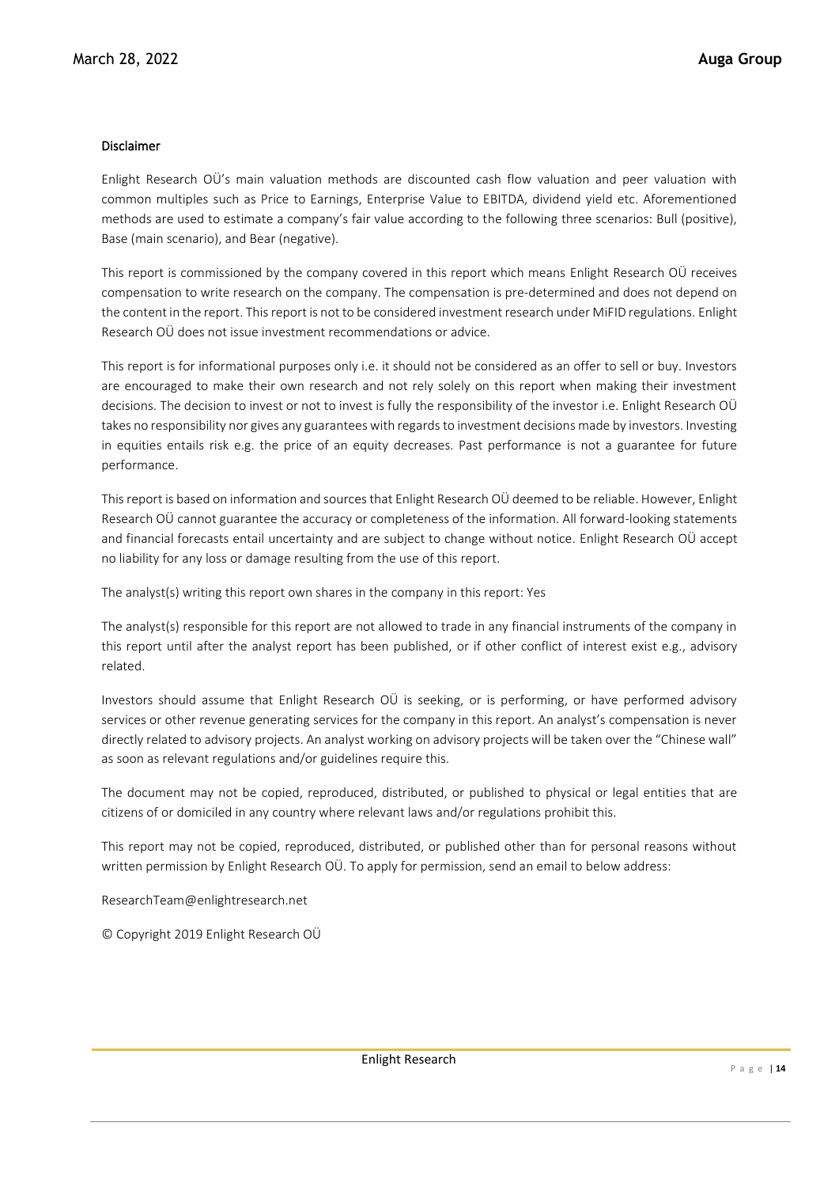## Disclaimer

Enlight Research OÜ's main valuation methods are discounted cash flow valuation and peer valuation with common multiples such as Price to Earnings, Enterprise Value to EBITDA, dividend yield etc. Aforementioned methods are used to estimate a company's fair value according to the following three scenarios: Bull (positive), Base (main scenario), and Bear (negative).

This report is commissioned by the company covered in this report which means Enlight Research OÜ receives compensation to write research on the company. The compensation is pre-determined and does not depend on the content in the report. This report is not to be considered investment research under MiFID regulations. Enlight Research OÜ does not issue investment recommendations or advice.

This report is for informational purposes only i.e. it should not be considered as an offer to sell or buy. Investors are encouraged to make their own research and not rely solely on this report when making their investment decisions. The decision to invest or not to invest is fully the responsibility of the investor i.e. Enlight Research OÜ takes no responsibility nor gives any guarantees with regards to investment decisions made by investors. Investing in equities entails risk e.g. the price of an equity decreases. Past performance is not a guarantee for future performance.

This report is based on information and sources that Enlight Research OÜ deemed to be reliable. However, Enlight Research OÜ cannot guarantee the accuracy or completeness of the information. All forward-looking statements and financial forecasts entail uncertainty and are subject to change without notice. Enlight Research OÜ accept no liability for any loss or damage resulting from the use of this report.

The analyst(s) writing this report own shares in the company in this report: Yes

The analyst(s) responsible for this report are not allowed to trade in any financial instruments of the company in this report until after the analyst report has been published, or if other conflict of interest exist e.g., advisory related.

Investors should assume that Enlight Research OÜ is seeking, or is performing, or have performed advisory services or other revenue generating services for the company in this report. An analyst's compensation is never directly related to advisory projects. An analyst working on advisory projects will be taken over the "Chinese wall" as soon as relevant regulations and/or guidelines require this.

The document may not be copied, reproduced, distributed, or published to physical or legal entities that are citizens of or domiciled in any country where relevant laws and/or regulations prohibit this.

This report may not be copied, reproduced, distributed, or published other than for personal reasons without written permission by Enlight Research OÜ. To apply for permission, send an email to below address:

ResearchTeam@enlightresearch.net

© Copyright 2019 Enlight Research OÜ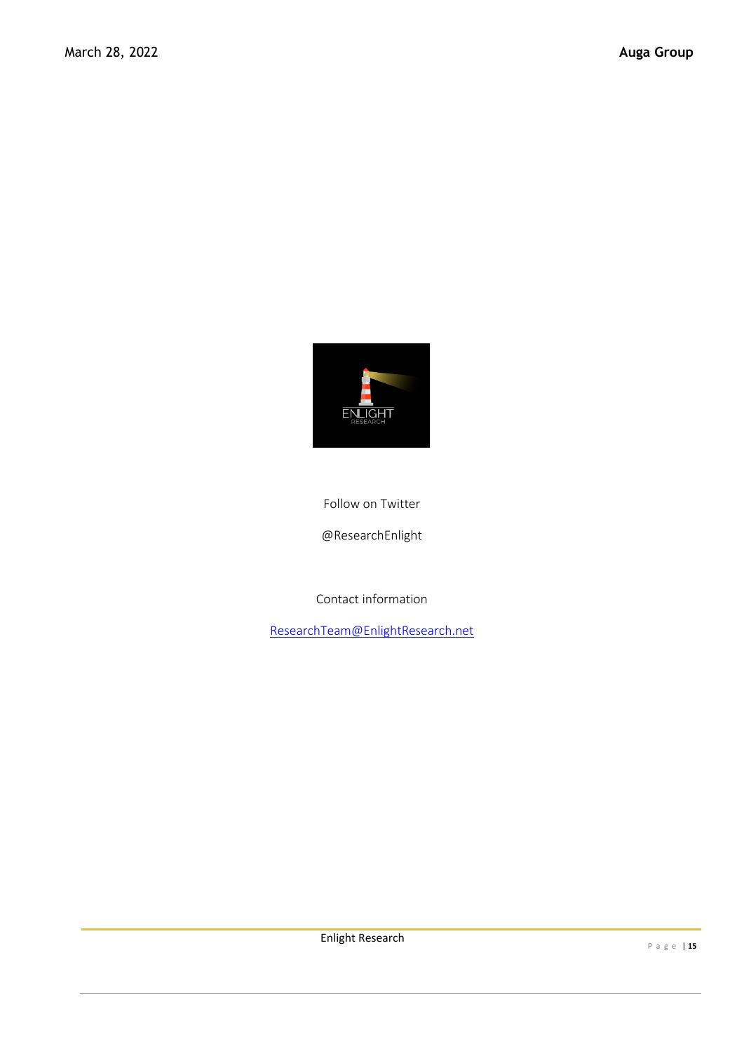Follow on Twitter

@ResearchEnlight

Contact information

ResearchTeam@EnlightResearch.net